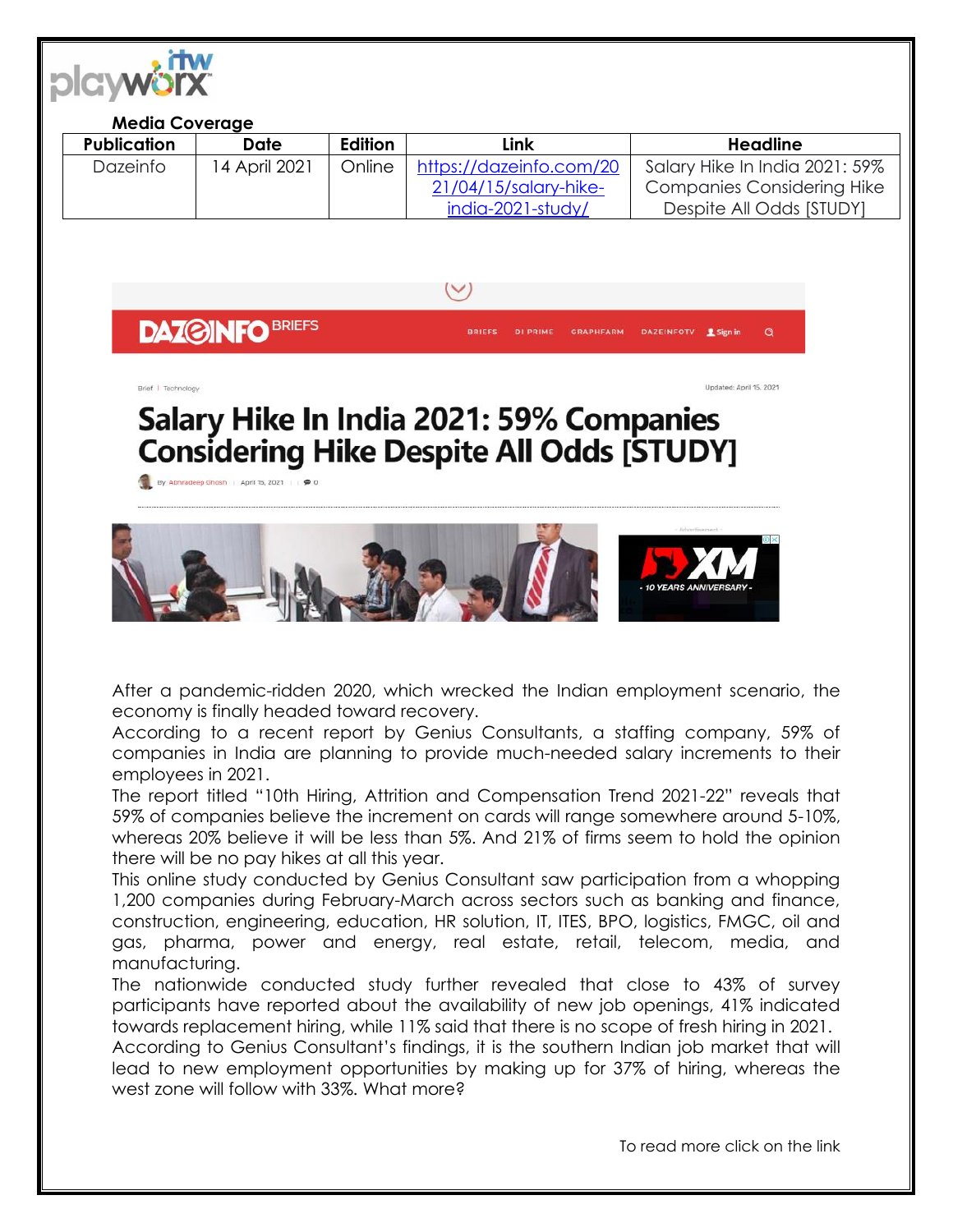**Media Coverage**

| Publication | Date | Edition | Link | Headline |
|---|---|---|---|---|
| Dazeinfo | 14 April 2021 | Online | https://dazeinfo.com/2021/04/15/salary-hike-india-2021-study/ | Salary Hike In India 2021: 59% Companies Considering Hike Despite All Odds [STUDY] |

Brief | Technology

Updated: April 15, 2021

# Salary Hike In India 2021: 59% Companies Considering Hike Despite All Odds [STUDY]

By Abhradeep Ghosh | April 15, 2021

After a pandemic-ridden 2020, which wrecked the Indian employment scenario, the economy is finally headed toward recovery.

According to a recent report by Genius Consultants, a staffing company, 59% of companies in India are planning to provide much-needed salary increments to their employees in 2021.

The report titled "10th Hiring, Attrition and Compensation Trend 2021-22" reveals that 59% of companies believe the increment on cards will range somewhere around 5-10%, whereas 20% believe it will be less than 5%. And 21% of firms seem to hold the opinion there will be no pay hikes at all this year.

This online study conducted by Genius Consultant saw participation from a whopping 1,200 companies during February-March across sectors such as banking and finance, construction, engineering, education, HR solution, IT, ITES, BPO, logistics, FMGC, oil and gas, pharma, power and energy, real estate, retail, telecom, media, and manufacturing.

The nationwide conducted study further revealed that close to 43% of survey participants have reported about the availability of new job openings, 41% indicated towards replacement hiring, while 11% said that there is no scope of fresh hiring in 2021.

According to Genius Consultant's findings, it is the southern Indian job market that will lead to new employment opportunities by making up for 37% of hiring, whereas the west zone will follow with 33%. What more?

To read more click on the link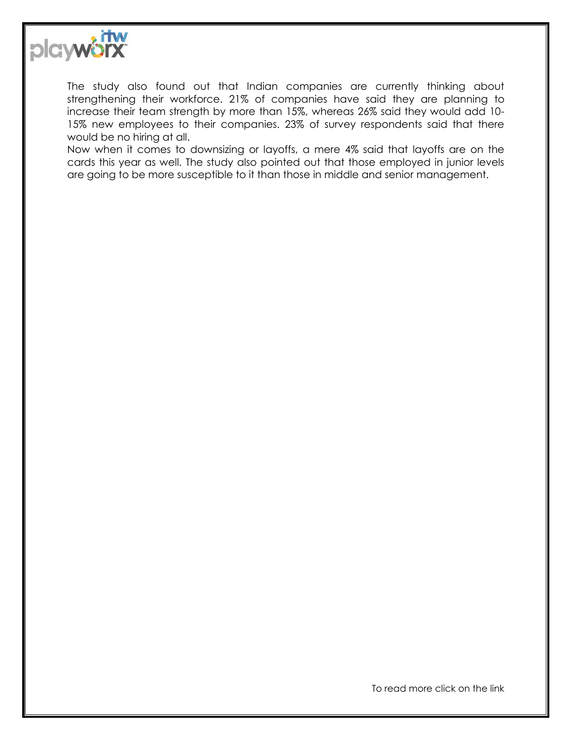The study also found out that Indian companies are currently thinking about strengthening their workforce. 21% of companies have said they are planning to increase their team strength by more than 15%, whereas 26% said they would add 10-15% new employees to their companies. 23% of survey respondents said that there would be no hiring at all.

Now when it comes to downsizing or layoffs, a mere 4% said that layoffs are on the cards this year as well. The study also pointed out that those employed in junior levels are going to be more susceptible to it than those in middle and senior management.

To read more click on the link